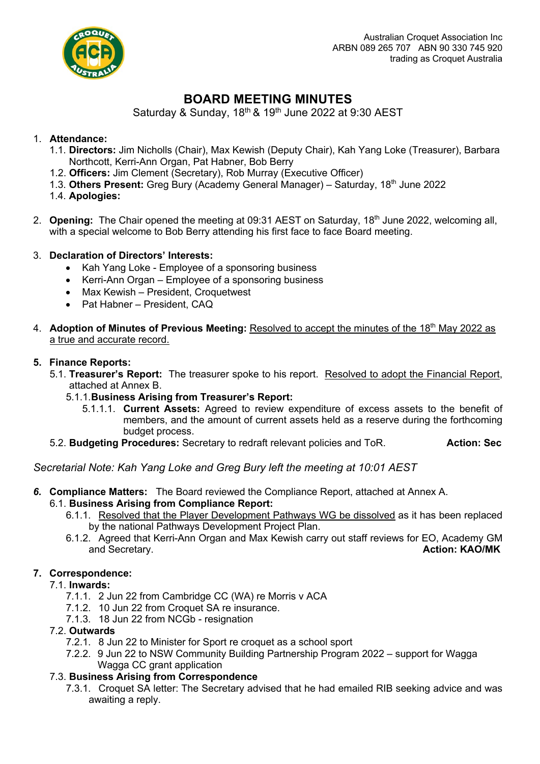Australian Croquet Association Inc
ARBN 089 265 707 ABN 90 330 745 920
trading as Croquet Australia

# BOARD MEETING MINUTES

Saturday & Sunday, 18th & 19th June 2022 at 9:30 AEST

1. **Attendance:**
   1.1. **Directors:** Jim Nicholls (Chair), Max Kewish (Deputy Chair), Kah Yang Loke (Treasurer), Barbara Northcott, Kerri-Ann Organ, Pat Habner, Bob Berry
   1.2. **Officers:** Jim Clement (Secretary), Rob Murray (Executive Officer)
   1.3. **Others Present:** Greg Bury (Academy General Manager) – Saturday, 18th June 2022
   1.4. **Apologies:**

2. **Opening:** The Chair opened the meeting at 09:31 AEST on Saturday, 18th June 2022, welcoming all, with a special welcome to Bob Berry attending his first face to face Board meeting.

3. **Declaration of Directors' Interests:**
   - Kah Yang Loke - Employee of a sponsoring business
   - Kerri-Ann Organ – Employee of a sponsoring business
   - Max Kewish – President, Croquetwest
   - Pat Habner – President, CAQ

4. **Adoption of Minutes of Previous Meeting:** <u>Resolved to accept the minutes of the 18th May 2022 as a true and accurate record.</u>

5. **Finance Reports:**
   5.1. **Treasurer's Report:** The treasurer spoke to his report. <u>Resolved to adopt the Financial Report</u>, attached at Annex B.
      5.1.1. **Business Arising from Treasurer's Report:**
         5.1.1.1. **Current Assets:** Agreed to review expenditure of excess assets to the benefit of members, and the amount of current assets held as a reserve during the forthcoming budget process.
   5.2. **Budgeting Procedures:** Secretary to redraft relevant policies and ToR. **Action: Sec**

*Secretarial Note: Kah Yang Loke and Greg Bury left the meeting at 10:01 AEST*

6. **Compliance Matters:** The Board reviewed the Compliance Report, attached at Annex A.
   6.1. **Business Arising from Compliance Report:**
      6.1.1. <u>Resolved that the Player Development Pathways WG be dissolved</u> as it has been replaced by the national Pathways Development Project Plan.
      6.1.2. Agreed that Kerri-Ann Organ and Max Kewish carry out staff reviews for EO, Academy GM and Secretary. **Action: KAO/MK**

7. **Correspondence:**
   7.1. **Inwards:**
      7.1.1. 2 Jun 22 from Cambridge CC (WA) re Morris v ACA
      7.1.2. 10 Jun 22 from Croquet SA re insurance.
      7.1.3. 18 Jun 22 from NCGb - resignation
   7.2. **Outwards**
      7.2.1. 8 Jun 22 to Minister for Sport re croquet as a school sport
      7.2.2. 9 Jun 22 to NSW Community Building Partnership Program 2022 – support for Wagga Wagga CC grant application
   7.3. **Business Arising from Correspondence**
      7.3.1. Croquet SA letter: The Secretary advised that he had emailed RIB seeking advice and was awaiting a reply.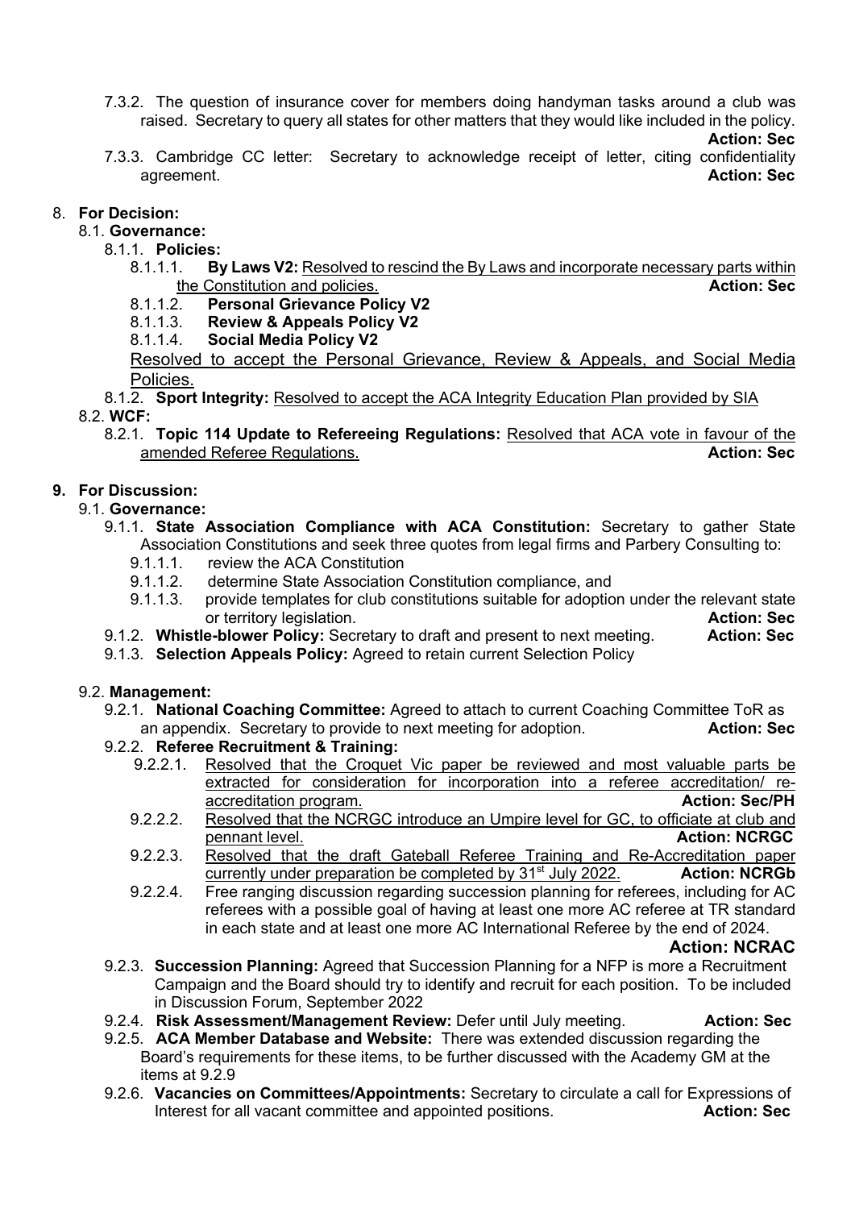7.3.2. The question of insurance cover for members doing handyman tasks around a club was raised. Secretary to query all states for other matters that they would like included in the policy. **Action: Sec**

7.3.3. Cambridge CC letter: Secretary to acknowledge receipt of letter, citing confidentiality agreement. **Action: Sec**

8. **For Decision:**

8.1. **Governance:**

8.1.1. **Policies:**

8.1.1.1. **By Laws V2:** Resolved to rescind the By Laws and incorporate necessary parts within the Constitution and policies. **Action: Sec**

8.1.1.2. **Personal Grievance Policy V2**

8.1.1.3. **Review & Appeals Policy V2**

8.1.1.4. **Social Media Policy V2**

Resolved to accept the Personal Grievance, Review & Appeals, and Social Media Policies.

8.1.2. **Sport Integrity:** Resolved to accept the ACA Integrity Education Plan provided by SIA

8.2. **WCF:**

8.2.1. **Topic 114 Update to Refereeing Regulations:** Resolved that ACA vote in favour of the amended Referee Regulations. **Action: Sec**

**9. For Discussion:**

9.1. **Governance:**

9.1.1. **State Association Compliance with ACA Constitution:** Secretary to gather State Association Constitutions and seek three quotes from legal firms and Parbery Consulting to:

9.1.1.1. review the ACA Constitution

9.1.1.2. determine State Association Constitution compliance, and

9.1.1.3. provide templates for club constitutions suitable for adoption under the relevant state or territory legislation. **Action: Sec**

9.1.2. **Whistle-blower Policy:** Secretary to draft and present to next meeting. **Action: Sec**

9.1.3. **Selection Appeals Policy:** Agreed to retain current Selection Policy

9.2. **Management:**

9.2.1. **National Coaching Committee:** Agreed to attach to current Coaching Committee ToR as an appendix. Secretary to provide to next meeting for adoption. **Action: Sec**

9.2.2. **Referee Recruitment & Training:**

9.2.2.1. Resolved that the Croquet Vic paper be reviewed and most valuable parts be extracted for consideration for incorporation into a referee accreditation/ re-accreditation program. **Action: Sec/PH**

9.2.2.2. Resolved that the NCRGC introduce an Umpire level for GC, to officiate at club and pennant level. **Action: NCRGC**

9.2.2.3. Resolved that the draft Gateball Referee Training and Re-Accreditation paper currently under preparation be completed by 31st July 2022. **Action: NCRGb**

9.2.2.4. Free ranging discussion regarding succession planning for referees, including for AC referees with a possible goal of having at least one more AC referee at TR standard in each state and at least one more AC International Referee by the end of 2024. **Action: NCRAC**

9.2.3. **Succession Planning:** Agreed that Succession Planning for a NFP is more a Recruitment Campaign and the Board should try to identify and recruit for each position. To be included in Discussion Forum, September 2022

9.2.4. **Risk Assessment/Management Review:** Defer until July meeting. **Action: Sec**

9.2.5. **ACA Member Database and Website:** There was extended discussion regarding the Board's requirements for these items, to be further discussed with the Academy GM at the items at 9.2.9

9.2.6. **Vacancies on Committees/Appointments:** Secretary to circulate a call for Expressions of Interest for all vacant committee and appointed positions. **Action: Sec**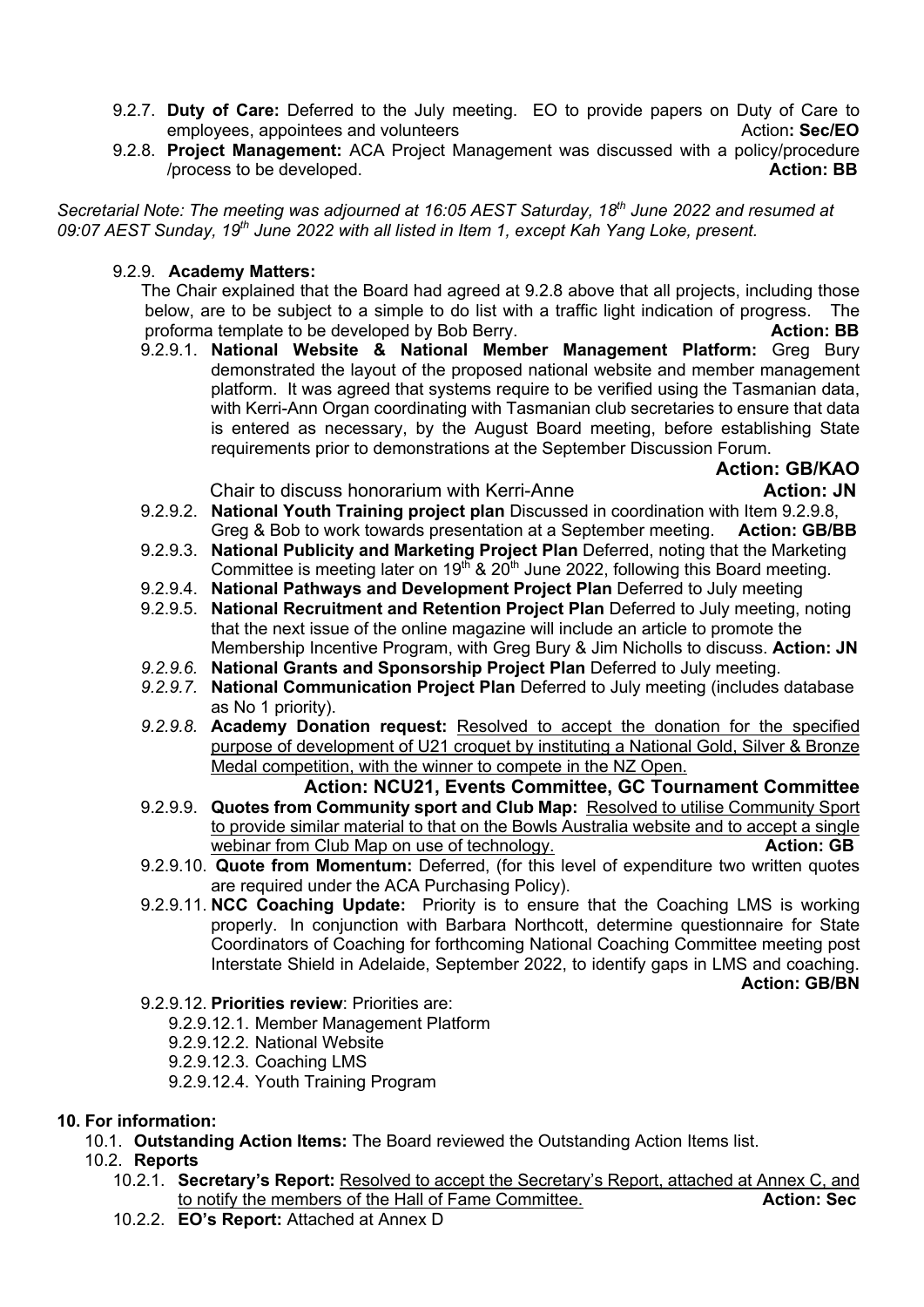9.2.7. **Duty of Care:** Deferred to the July meeting. EO to provide papers on Duty of Care to employees, appointees and volunteers **Action: Sec/EO**

9.2.8. **Project Management:** ACA Project Management was discussed with a policy/procedure /process to be developed. **Action: BB**

*Secretarial Note: The meeting was adjourned at 16:05 AEST Saturday, 18th June 2022 and resumed at 09:07 AEST Sunday, 19th June 2022 with all listed in Item 1, except Kah Yang Loke, present.*

9.2.9. **Academy Matters:**

The Chair explained that the Board had agreed at 9.2.8 above that all projects, including those below, are to be subject to a simple to do list with a traffic light indication of progress. The proforma template to be developed by Bob Berry. **Action: BB**

9.2.9.1. **National Website & National Member Management Platform:** Greg Bury demonstrated the layout of the proposed national website and member management platform. It was agreed that systems require to be verified using the Tasmanian data, with Kerri-Ann Organ coordinating with Tasmanian club secretaries to ensure that data is entered as necessary, by the August Board meeting, before establishing State requirements prior to demonstrations at the September Discussion Forum. **Action: GB/KAO**

Chair to discuss honorarium with Kerri-Anne **Action: JN**

9.2.9.2. **National Youth Training project plan** Discussed in coordination with Item 9.2.9.8, Greg & Bob to work towards presentation at a September meeting. **Action: GB/BB**

9.2.9.3. **National Publicity and Marketing Project Plan** Deferred, noting that the Marketing Committee is meeting later on 19th & 20th June 2022, following this Board meeting.

9.2.9.4. **National Pathways and Development Project Plan** Deferred to July meeting

9.2.9.5. **National Recruitment and Retention Project Plan** Deferred to July meeting, noting that the next issue of the online magazine will include an article to promote the Membership Incentive Program, with Greg Bury & Jim Nicholls to discuss. **Action: JN**

*9.2.9.6.* **National Grants and Sponsorship Project Plan** Deferred to July meeting.

*9.2.9.7.* **National Communication Project Plan** Deferred to July meeting (includes database as No 1 priority).

*9.2.9.8.* **Academy Donation request:** Resolved to accept the donation for the specified purpose of development of U21 croquet by instituting a National Gold, Silver & Bronze Medal competition, with the winner to compete in the NZ Open.

**Action: NCU21, Events Committee, GC Tournament Committee**

9.2.9.9. **Quotes from Community sport and Club Map:** Resolved to utilise Community Sport to provide similar material to that on the Bowls Australia website and to accept a single webinar from Club Map on use of technology. **Action: GB**

9.2.9.10. **Quote from Momentum:** Deferred, (for this level of expenditure two written quotes are required under the ACA Purchasing Policy).

9.2.9.11. **NCC Coaching Update:** Priority is to ensure that the Coaching LMS is working properly. In conjunction with Barbara Northcott, determine questionnaire for State Coordinators of Coaching for forthcoming National Coaching Committee meeting post Interstate Shield in Adelaide, September 2022, to identify gaps in LMS and coaching. **Action: GB/BN**

9.2.9.12. **Priorities review**: Priorities are:

- 9.2.9.12.1. Member Management Platform
- 9.2.9.12.2. National Website
- 9.2.9.12.3. Coaching LMS
- 9.2.9.12.4. Youth Training Program

## 10. For information:

10.1. **Outstanding Action Items:** The Board reviewed the Outstanding Action Items list.

10.2. **Reports**

10.2.1. **Secretary's Report:** Resolved to accept the Secretary's Report, attached at Annex C, and to notify the members of the Hall of Fame Committee. **Action: Sec**

10.2.2. **EO's Report:** Attached at Annex D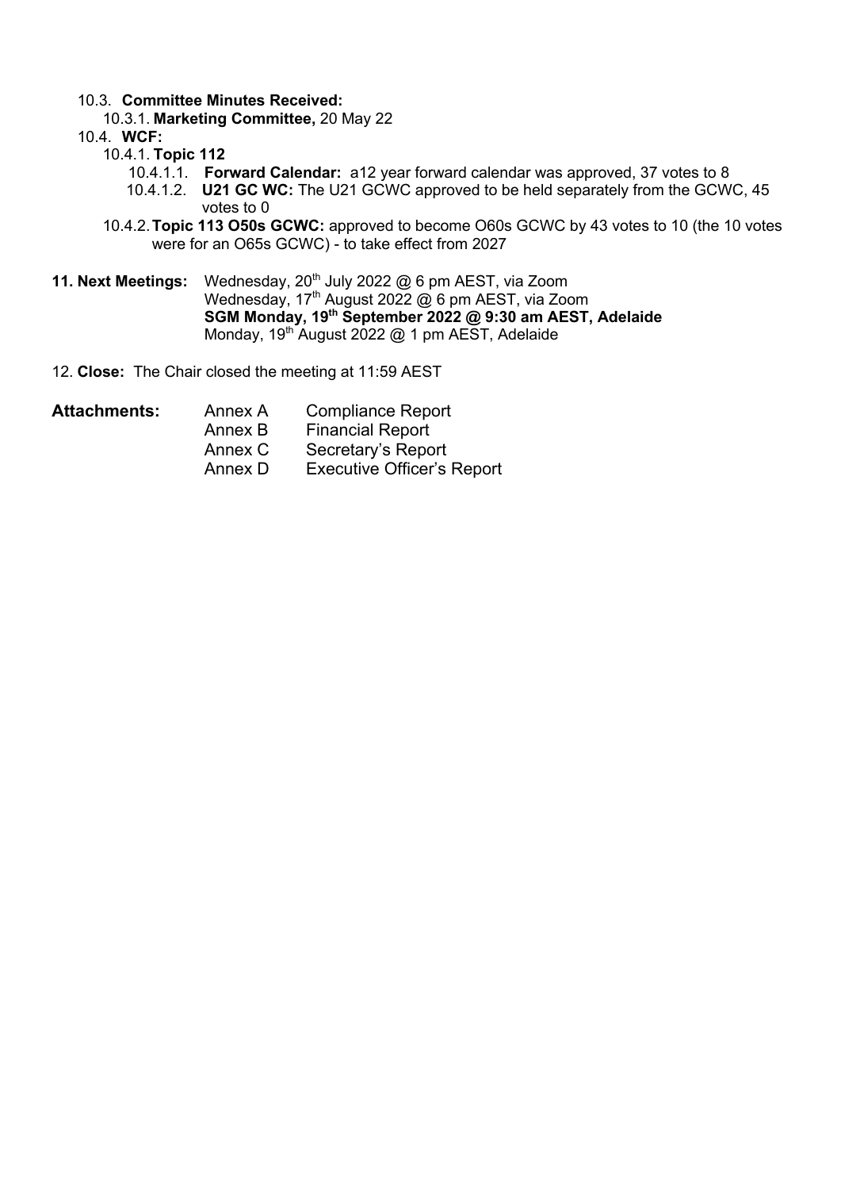10.3. **Committee Minutes Received:**

10.3.1. **Marketing Committee,** 20 May 22

10.4. **WCF:**

10.4.1. **Topic 112**

10.4.1.1. **Forward Calendar:** a12 year forward calendar was approved, 37 votes to 8

10.4.1.2. **U21 GC WC:** The U21 GCWC approved to be held separately from the GCWC, 45 votes to 0

10.4.2. **Topic 113 O50s GCWC:** approved to become O60s GCWC by 43 votes to 10 (the 10 votes were for an O65s GCWC) - to take effect from 2027

**11. Next Meetings:** Wednesday, 20th July 2022 @ 6 pm AEST, via Zoom
Wednesday, 17th August 2022 @ 6 pm AEST, via Zoom
**SGM Monday, 19th September 2022 @ 9:30 am AEST, Adelaide**
Monday, 19th August 2022 @ 1 pm AEST, Adelaide

12. **Close:** The Chair closed the meeting at 11:59 AEST

**Attachments:**

| | |
|---|---|
| Annex A | Compliance Report |
| Annex B | Financial Report |
| Annex C | Secretary's Report |
| Annex D | Executive Officer's Report |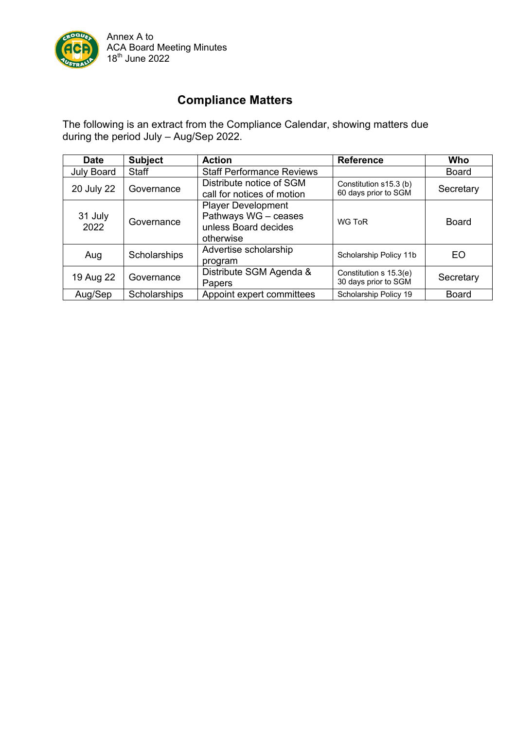Annex A to
ACA Board Meeting Minutes
18th June 2022

## Compliance Matters

The following is an extract from the Compliance Calendar, showing matters due during the period July – Aug/Sep 2022.

| Date | Subject | Action | Reference | Who |
|---|---|---|---|---|
| July Board | Staff | Staff Performance Reviews | | Board |
| 20 July 22 | Governance | Distribute notice of SGM call for notices of motion | Constitution s15.3 (b) 60 days prior to SGM | Secretary |
| 31 July 2022 | Governance | Player Development Pathways WG – ceases unless Board decides otherwise | WG ToR | Board |
| Aug | Scholarships | Advertise scholarship program | Scholarship Policy 11b | EO |
| 19 Aug 22 | Governance | Distribute SGM Agenda & Papers | Constitution s 15.3(e) 30 days prior to SGM | Secretary |
| Aug/Sep | Scholarships | Appoint expert committees | Scholarship Policy 19 | Board |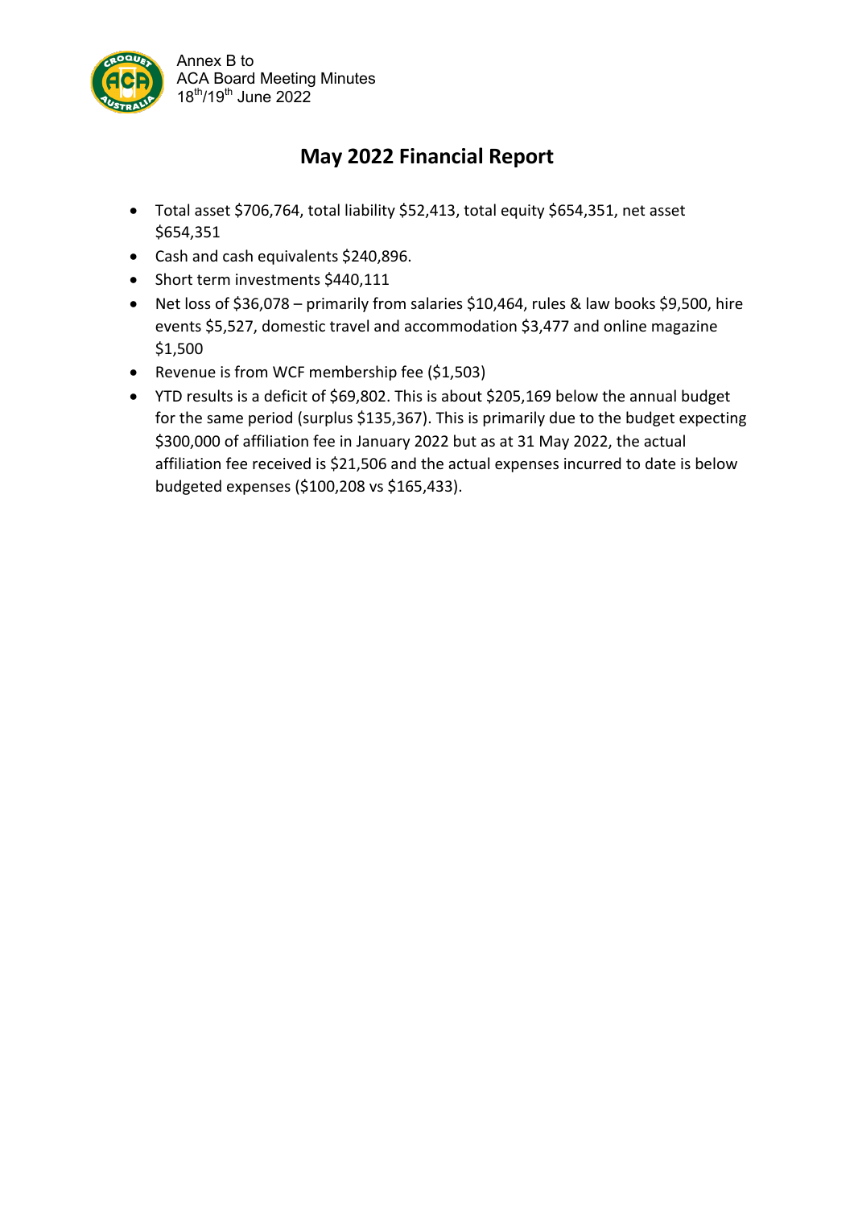Annex B to
ACA Board Meeting Minutes
18th/19th June 2022

# May 2022 Financial Report

- Total asset $706,764, total liability $52,413, total equity $654,351, net asset $654,351
- Cash and cash equivalents $240,896.
- Short term investments $440,111
- Net loss of $36,078 – primarily from salaries $10,464, rules & law books $9,500, hire events $5,527, domestic travel and accommodation $3,477 and online magazine $1,500
- Revenue is from WCF membership fee ($1,503)
- YTD results is a deficit of $69,802. This is about $205,169 below the annual budget for the same period (surplus $135,367). This is primarily due to the budget expecting $300,000 of affiliation fee in January 2022 but as at 31 May 2022, the actual affiliation fee received is $21,506 and the actual expenses incurred to date is below budgeted expenses ($100,208 vs $165,433).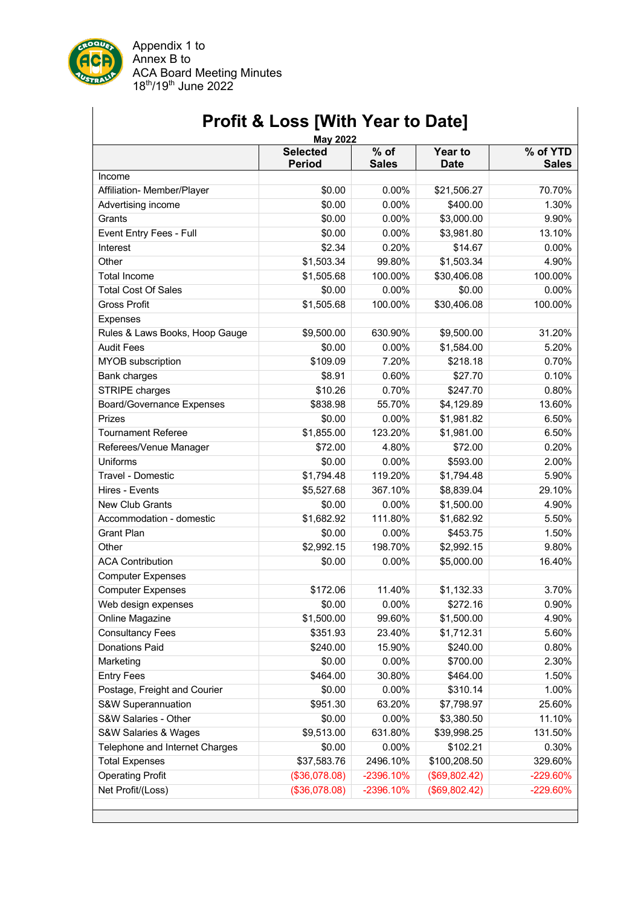Appendix 1 to
Annex B to
ACA Board Meeting Minutes
18th/19th June 2022

# Profit & Loss [With Year to Date]

**May 2022**

| | Selected Period | % of Sales | Year to Date | % of YTD Sales |
|---|---|---|---|---|
| Income | | | | |
| Affiliation- Member/Player | $0.00 | 0.00% | $21,506.27 | 70.70% |
| Advertising income | $0.00 | 0.00% | $400.00 | 1.30% |
| Grants | $0.00 | 0.00% | $3,000.00 | 9.90% |
| Event Entry Fees - Full | $0.00 | 0.00% | $3,981.80 | 13.10% |
| Interest | $2.34 | 0.20% | $14.67 | 0.00% |
| Other | $1,503.34 | 99.80% | $1,503.34 | 4.90% |
| Total Income | $1,505.68 | 100.00% | $30,406.08 | 100.00% |
| Total Cost Of Sales | $0.00 | 0.00% | $0.00 | 0.00% |
| Gross Profit | $1,505.68 | 100.00% | $30,406.08 | 100.00% |
| Expenses | | | | |
| Rules & Laws Books, Hoop Gauge | $9,500.00 | 630.90% | $9,500.00 | 31.20% |
| Audit Fees | $0.00 | 0.00% | $1,584.00 | 5.20% |
| MYOB subscription | $109.09 | 7.20% | $218.18 | 0.70% |
| Bank charges | $8.91 | 0.60% | $27.70 | 0.10% |
| STRIPE charges | $10.26 | 0.70% | $247.70 | 0.80% |
| Board/Governance Expenses | $838.98 | 55.70% | $4,129.89 | 13.60% |
| Prizes | $0.00 | 0.00% | $1,981.82 | 6.50% |
| Tournament Referee | $1,855.00 | 123.20% | $1,981.00 | 6.50% |
| Referees/Venue Manager | $72.00 | 4.80% | $72.00 | 0.20% |
| Uniforms | $0.00 | 0.00% | $593.00 | 2.00% |
| Travel - Domestic | $1,794.48 | 119.20% | $1,794.48 | 5.90% |
| Hires - Events | $5,527.68 | 367.10% | $8,839.04 | 29.10% |
| New Club Grants | $0.00 | 0.00% | $1,500.00 | 4.90% |
| Accommodation - domestic | $1,682.92 | 111.80% | $1,682.92 | 5.50% |
| Grant Plan | $0.00 | 0.00% | $453.75 | 1.50% |
| Other | $2,992.15 | 198.70% | $2,992.15 | 9.80% |
| ACA Contribution | $0.00 | 0.00% | $5,000.00 | 16.40% |
| Computer Expenses | | | | |
| Computer Expenses | $172.06 | 11.40% | $1,132.33 | 3.70% |
| Web design expenses | $0.00 | 0.00% | $272.16 | 0.90% |
| Online Magazine | $1,500.00 | 99.60% | $1,500.00 | 4.90% |
| Consultancy Fees | $351.93 | 23.40% | $1,712.31 | 5.60% |
| Donations Paid | $240.00 | 15.90% | $240.00 | 0.80% |
| Marketing | $0.00 | 0.00% | $700.00 | 2.30% |
| Entry Fees | $464.00 | 30.80% | $464.00 | 1.50% |
| Postage, Freight and Courier | $0.00 | 0.00% | $310.14 | 1.00% |
| S&W Superannuation | $951.30 | 63.20% | $7,798.97 | 25.60% |
| S&W Salaries - Other | $0.00 | 0.00% | $3,380.50 | 11.10% |
| S&W Salaries & Wages | $9,513.00 | 631.80% | $39,998.25 | 131.50% |
| Telephone and Internet Charges | $0.00 | 0.00% | $102.21 | 0.30% |
| Total Expenses | $37,583.76 | 2496.10% | $100,208.50 | 329.60% |
| Operating Profit | ($36,078.08) | -2396.10% | ($69,802.42) | -229.60% |
| Net Profit/(Loss) | ($36,078.08) | -2396.10% | ($69,802.42) | -229.60% |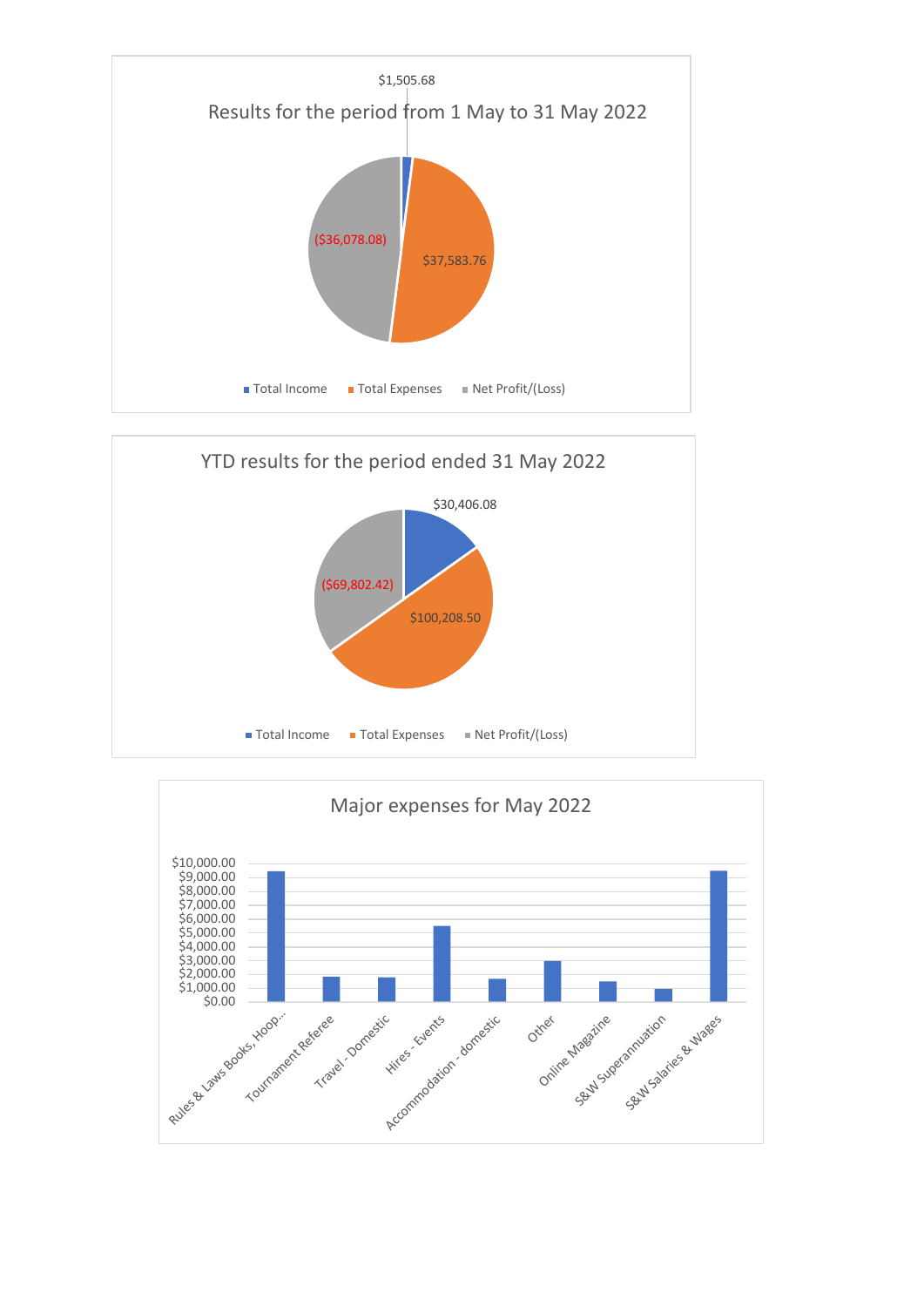## Results for the period from 1 May to 31 May 2022

| | Amount |
|---|---|
| Total Income | $1,505.68 |
| Total Expenses | $37,583.76 |
| Net Profit/(Loss) | ($36,078.08) |

## YTD results for the period ended 31 May 2022

| | Amount |
|---|---|
| Total Income | $30,406.08 |
| Total Expenses | $100,208.50 |
| Net Profit/(Loss) | ($69,802.42) |

## Major expenses for May 2022

Categories: Rules & Laws Books, Hoop..., Tournament Referee, Travel - Domestic, Hires - Events, Accommodation - domestic, Other, Online Magazine, S&W Superannuation, S&W Salaries & Wages

Axis: $0.00 to $10,000.00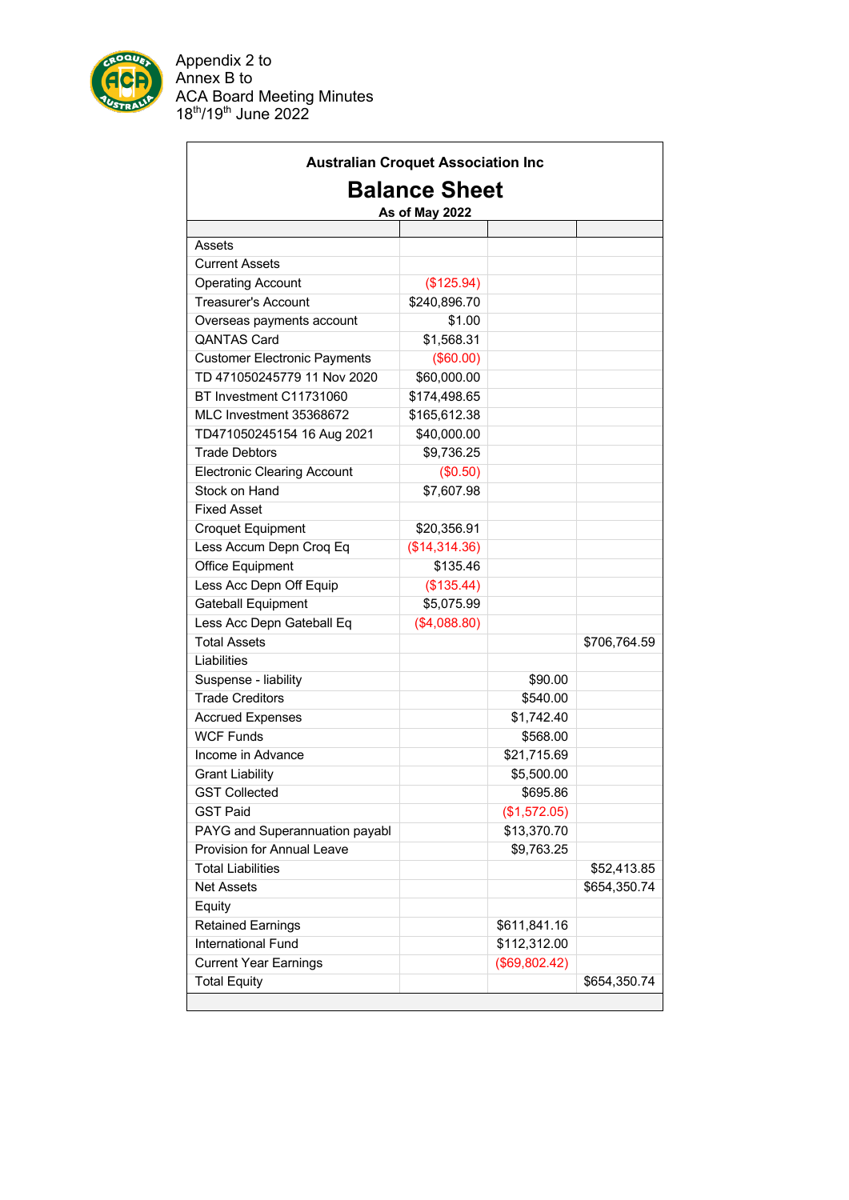Appendix 2 to
Annex B to
ACA Board Meeting Minutes
18th/19th June 2022

**Australian Croquet Association Inc**

# Balance Sheet

**As of May 2022**

| | | | |
|---|---|---|---|
| Assets | | | |
| Current Assets | | | |
| Operating Account | ($125.94) | | |
| Treasurer's Account | $240,896.70 | | |
| Overseas payments account | $1.00 | | |
| QANTAS Card | $1,568.31 | | |
| Customer Electronic Payments | ($60.00) | | |
| TD 471050245779 11 Nov 2020 | $60,000.00 | | |
| BT Investment C11731060 | $174,498.65 | | |
| MLC Investment 35368672 | $165,612.38 | | |
| TD471050245154 16 Aug 2021 | $40,000.00 | | |
| Trade Debtors | $9,736.25 | | |
| Electronic Clearing Account | ($0.50) | | |
| Stock on Hand | $7,607.98 | | |
| Fixed Asset | | | |
| Croquet Equipment | $20,356.91 | | |
| Less Accum Depn Croq Eq | ($14,314.36) | | |
| Office Equipment | $135.46 | | |
| Less Acc Depn Off Equip | ($135.44) | | |
| Gateball Equipment | $5,075.99 | | |
| Less Acc Depn Gateball Eq | ($4,088.80) | | |
| Total Assets | | | $706,764.59 |
| Liabilities | | | |
| Suspense - liability | | $90.00 | |
| Trade Creditors | | $540.00 | |
| Accrued Expenses | | $1,742.40 | |
| WCF Funds | | $568.00 | |
| Income in Advance | | $21,715.69 | |
| Grant Liability | | $5,500.00 | |
| GST Collected | | $695.86 | |
| GST Paid | | ($1,572.05) | |
| PAYG and Superannuation payabl | | $13,370.70 | |
| Provision for Annual Leave | | $9,763.25 | |
| Total Liabilities | | | $52,413.85 |
| Net Assets | | | $654,350.74 |
| Equity | | | |
| Retained Earnings | | $611,841.16 | |
| International Fund | | $112,312.00 | |
| Current Year Earnings | | ($69,802.42) | |
| Total Equity | | | $654,350.74 |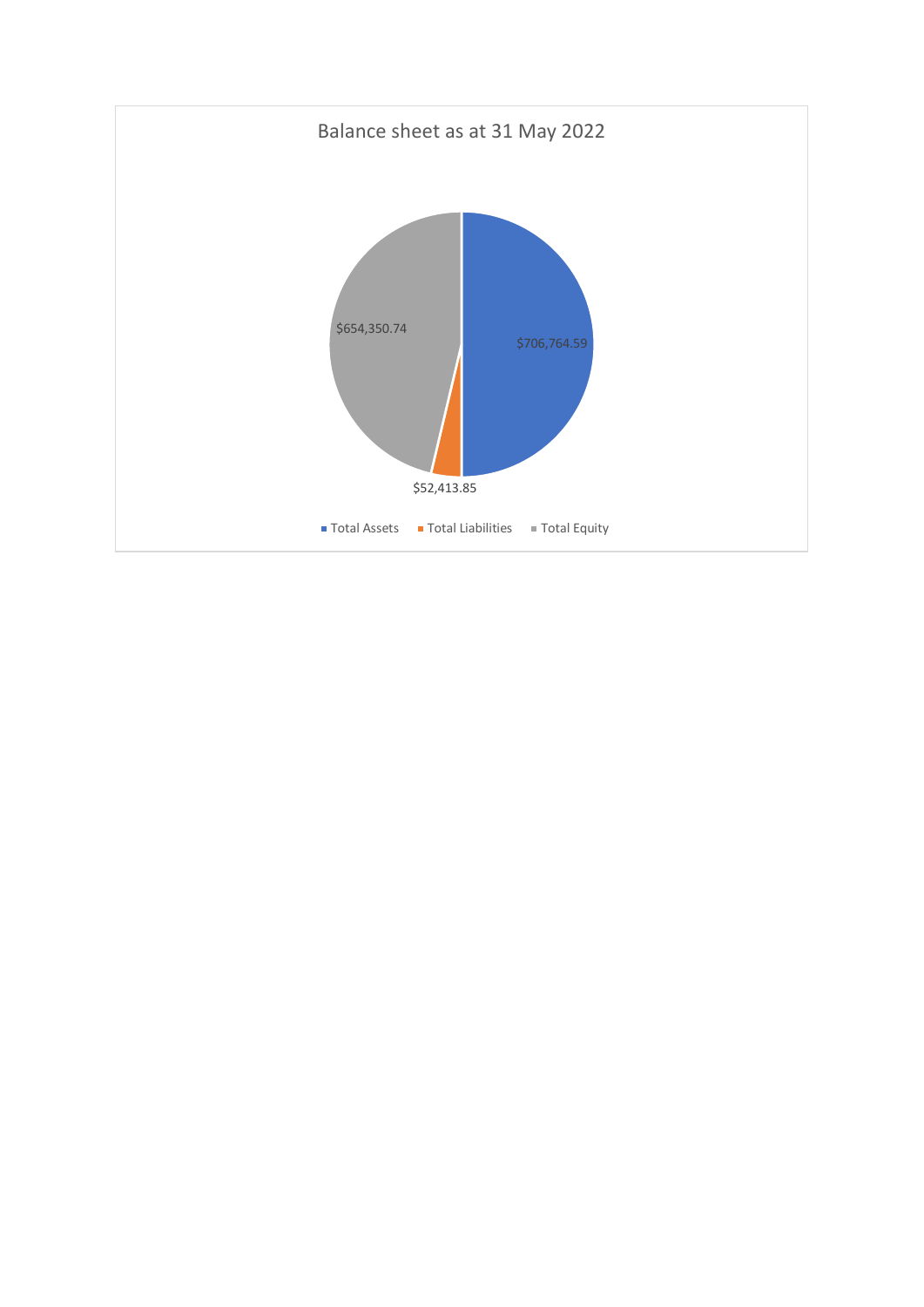Balance sheet as at 31 May 2022

$654,350.74

$706,764.59

$52,413.85

- Total Assets
- Total Liabilities
- Total Equity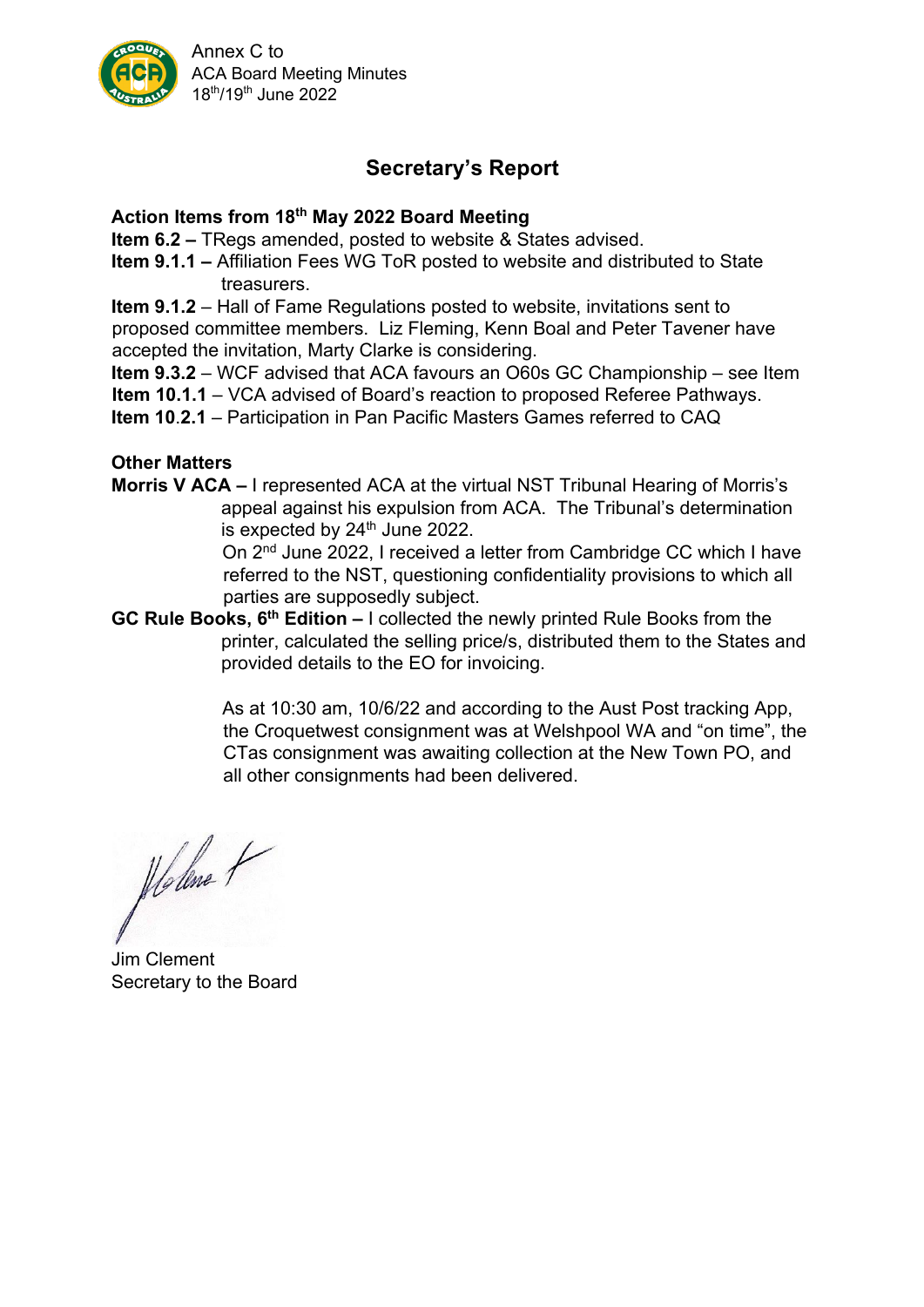Annex C to
ACA Board Meeting Minutes
18th/19th June 2022

## Secretary's Report

### Action Items from 18th May 2022 Board Meeting

**Item 6.2 –** TRegs amended, posted to website & States advised.

**Item 9.1.1 –** Affiliation Fees WG ToR posted to website and distributed to State treasurers.

**Item 9.1.2** – Hall of Fame Regulations posted to website, invitations sent to proposed committee members. Liz Fleming, Kenn Boal and Peter Tavener have accepted the invitation, Marty Clarke is considering.

**Item 9.3.2** – WCF advised that ACA favours an O60s GC Championship – see Item

**Item 10.1.1** – VCA advised of Board's reaction to proposed Referee Pathways.

**Item 10.2.1** – Participation in Pan Pacific Masters Games referred to CAQ

### Other Matters

**Morris V ACA –** I represented ACA at the virtual NST Tribunal Hearing of Morris's appeal against his expulsion from ACA. The Tribunal's determination is expected by 24th June 2022.

On 2nd June 2022, I received a letter from Cambridge CC which I have referred to the NST, questioning confidentiality provisions to which all parties are supposedly subject.

**GC Rule Books, 6th Edition –** I collected the newly printed Rule Books from the printer, calculated the selling price/s, distributed them to the States and provided details to the EO for invoicing.

As at 10:30 am, 10/6/22 and according to the Aust Post tracking App, the Croquetwest consignment was at Welshpool WA and "on time", the CTas consignment was awaiting collection at the New Town PO, and all other consignments had been delivered.

Jim Clement
Secretary to the Board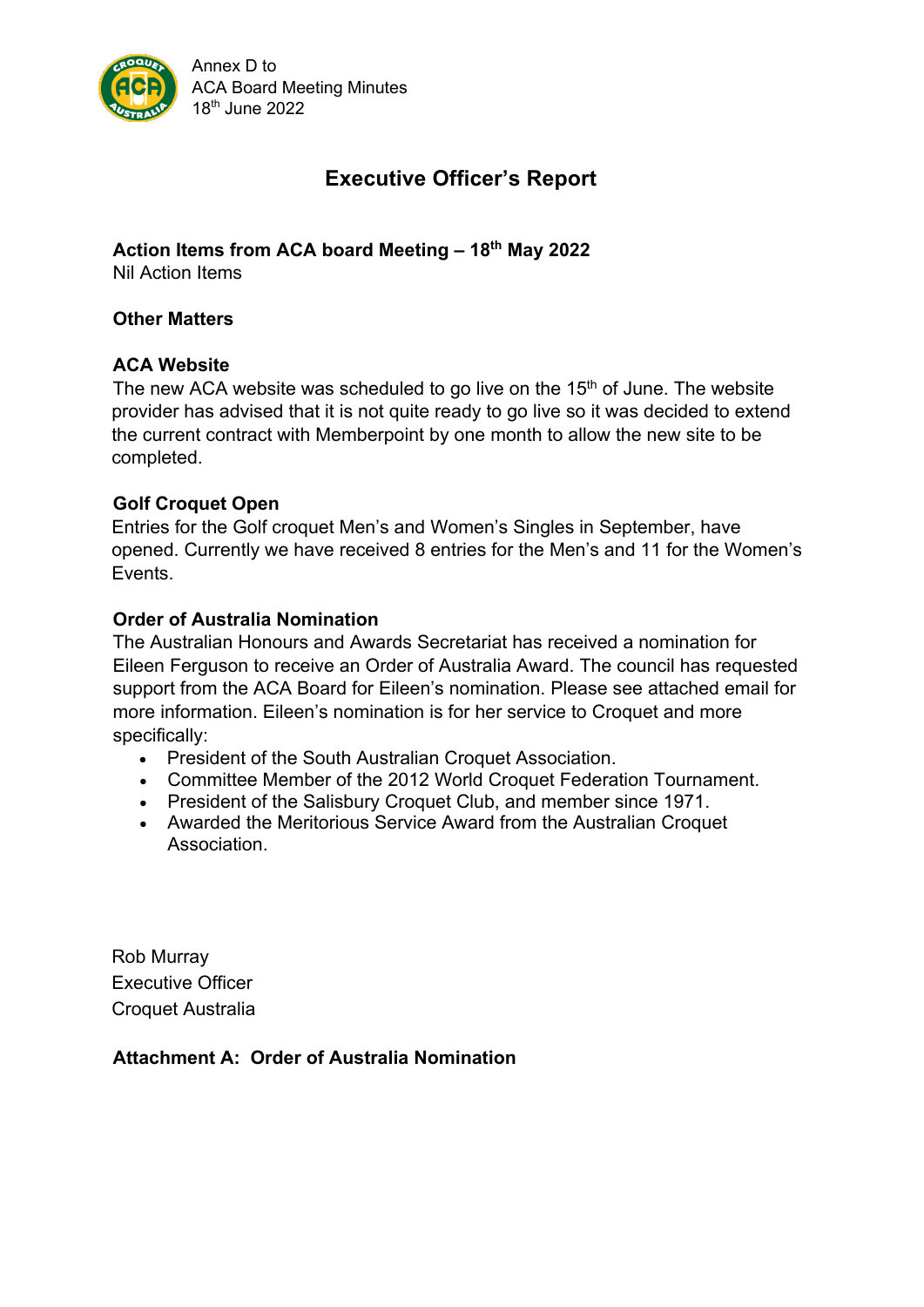Annex D to
ACA Board Meeting Minutes
18th June 2022

# Executive Officer's Report

**Action Items from ACA board Meeting – 18th May 2022**
Nil Action Items

**Other Matters**

**ACA Website**
The new ACA website was scheduled to go live on the 15th of June. The website provider has advised that it is not quite ready to go live so it was decided to extend the current contract with Memberpoint by one month to allow the new site to be completed.

**Golf Croquet Open**
Entries for the Golf croquet Men's and Women's Singles in September, have opened. Currently we have received 8 entries for the Men's and 11 for the Women's Events.

**Order of Australia Nomination**
The Australian Honours and Awards Secretariat has received a nomination for Eileen Ferguson to receive an Order of Australia Award. The council has requested support from the ACA Board for Eileen's nomination. Please see attached email for more information. Eileen's nomination is for her service to Croquet and more specifically:

- President of the South Australian Croquet Association.
- Committee Member of the 2012 World Croquet Federation Tournament.
- President of the Salisbury Croquet Club, and member since 1971.
- Awarded the Meritorious Service Award from the Australian Croquet Association.

Rob Murray
Executive Officer
Croquet Australia

**Attachment A: Order of Australia Nomination**